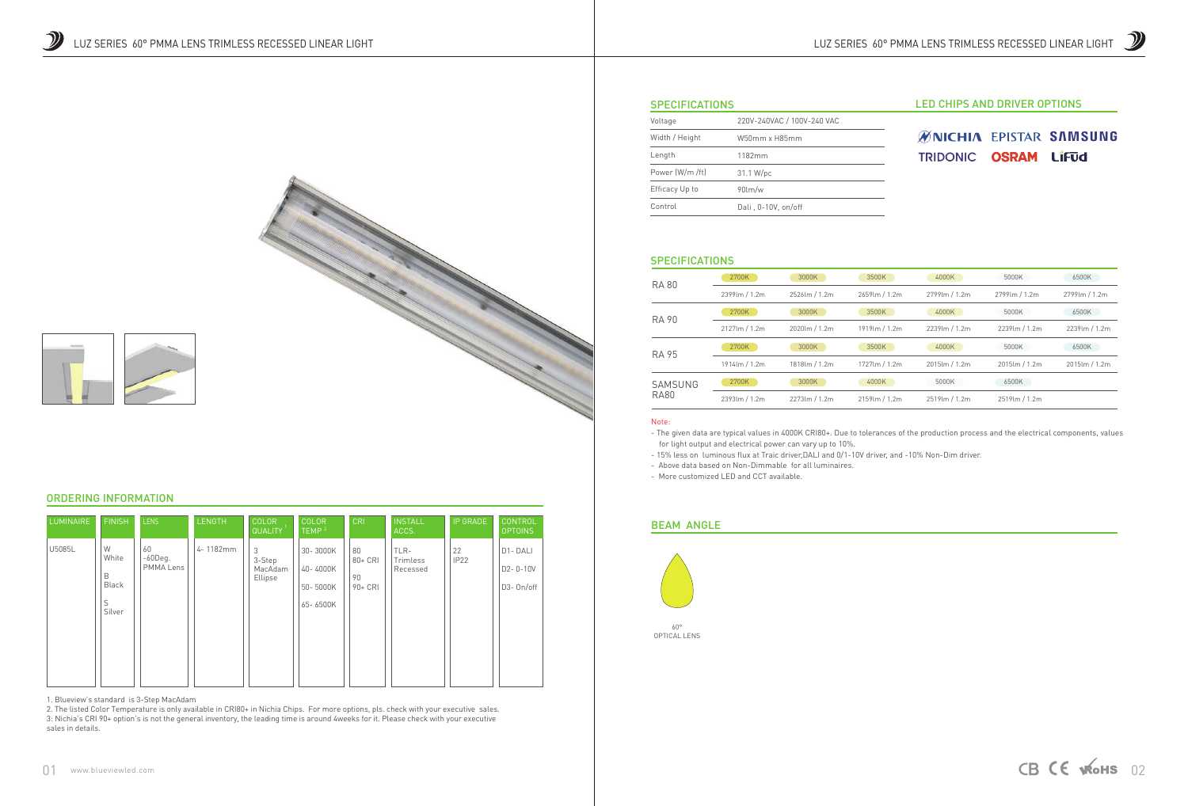# LUZ SERIES 60° PMMA LENS TRIMLESS RECESSED LINEAR LIGHT

## ORDERING INFORMATION

| LUMINAIRE | FINISH | LENS | LENGTH | COLOR QUALITY [1] | COLOR TEMP [2] | CRI | INSTALL ACCS. | IP GRADE | CONTROL OPTOINS |
|---|---|---|---|---|---|---|---|---|---|
| U5085L | W White<br>B Black<br>S Silver | 60 -60Deg. PMMA Lens | 4- 1182mm | 3 3-Step MacAdam Ellipse | 30- 3000K<br>40- 4000K<br>50- 5000K<br>65- 6500K | 80 80+ CRI<br>90 90+ CRI | TLR- Trimless Recessed | 22 IP22 | D1- DALI<br>D2- 0-10V<br>D3- On/off |

1. Blueview's standard is 3-Step MacAdam
2. The listed Color Temperature is only available in CRI80+ in Nichia Chips. For more options, pls. check with your executive sales.
3: Nichia's CRI 90+ option's is not the general inventory, the leading time is around 4weeks for it. Please check with your executive sales in details.

## SPECIFICATIONS

| | |
|---|---|
| Voltage | 220V-240VAC / 100V-240 VAC |
| Width / Height | W50mm x H85mm |
| Length | 1182mm |
| Power (W/m /ft) | 31.1 W/pc |
| Efficacy Up to | 90lm/w |
| Control | Dali , 0-10V, on/off |

## LED CHIPS AND DRIVER OPTIONS

NICHIA EPISTAR SAMSUNG TRIDONIC OSRAM LIFUD

## SPECIFICATIONS

| | | | | | | |
|---|---|---|---|---|---|---|
| RA 80 | 2700K | 3000K | 3500K | 4000K | 5000K | 6500K |
| | 2399lm / 1.2m | 2526lm / 1.2m | 2659lm / 1.2m | 2799lm / 1.2m | 2799lm / 1.2m | 2799lm / 1.2m |
| RA 90 | 2700K | 3000K | 3500K | 4000K | 5000K | 6500K |
| | 2127lm / 1.2m | 2020lm / 1.2m | 1919lm / 1.2m | 2239lm / 1.2m | 2239lm / 1.2m | 2239lm / 1.2m |
| RA 95 | 2700K | 3000K | 3500K | 4000K | 5000K | 6500K |
| | 1914lm / 1.2m | 1818lm / 1.2m | 1727lm / 1.2m | 2015lm / 1.2m | 2015lm / 1.2m | 2015lm / 1.2m |
| SAMSUNG RA80 | 2700K | 3000K | 4000K | 5000K | 6500K | |
| | 2393lm / 1.2m | 2273lm / 1.2m | 2159lm / 1.2m | 2519lm / 1.2m | 2519lm / 1.2m | |

Note:

- The given data are typical values in 4000K CRI80+. Due to tolerances of the production process and the electrical components, values for light output and electrical power can vary up to 10%.
- 15% less on luminous flux at Traic driver,DALI and 0/1-10V driver, and -10% Non-Dim driver.
- Above data based on Non-Dimmable for all luminaires.
- More customized LED and CCT available.

## BEAM ANGLE

60°
OPTICAL LENS

www.blueviewled.com

CB CE RoHS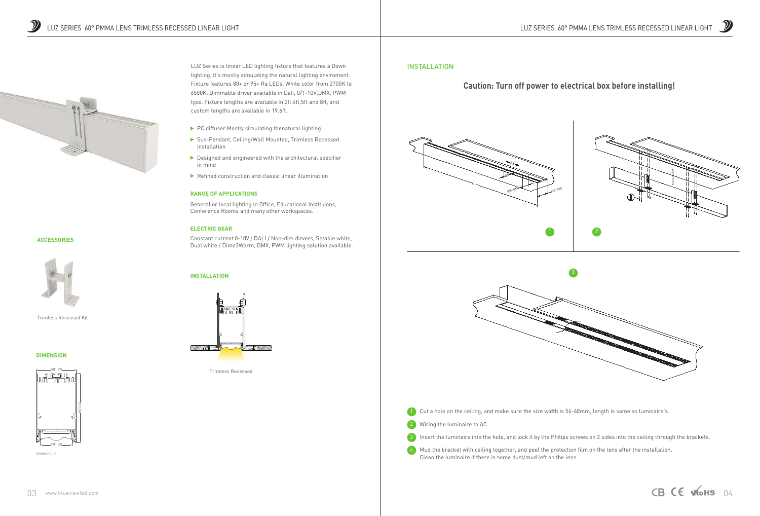LUZ Series is linear LED lighting fixture that features a Down lighting. It's mostly simulating the natural lighting enviroment. Fixture features 80+ or 95+ Ra LEDs. White color from 2700K to 6500K. Dimmable driver available in Dali, 0/1-10V,DMX, PWM type. Fixture lengths are available in 2ft,4ft,5ft and 8ft, and custom lengths are available in 19.6ft.

- PC diffuser Mostly simulating thenatural lighting
- Sus-Pendant, Ceiling/Wall Mounted, Trimless Recessed installation
- Designed and engineered with the architectural specifier in mind
- Refined construction and classic linear illumination

**RANGE OF APPLICATIONS**

General or local lighting in Office, Educational Instituions, Conference Rooms and many other workspaces.

**ACCESSORIES**

Trimless Recessed Kit

**ELECTRIC GEAR**

Constant current 0-10V / DALI / Non-dim dirvers, Setable white, Dual white / Dime2Warm, DMX, PWM lighting solution available.

**INSTALLATION**

Trimless Recessed

**DIMENSION**

50(1.97)

83(3.27)

39(1.53)

Unit:mm[in]

## INSTALLATION

**Caution: Turn off power to electrical box before installing!**

56-60

110-120

1. Cut a hole on the ceiling, and make sure the size width is 56-60mm, length is same as luminaire's.
2. Wiring the luminaire to AC.
3. Insert the luminaire into the hole, and lock it by the Philips screws on 2 sides into the ceiling through the brackets.
4. Mud the bracket with ceiling together, and peel the protection film on the lens after the installation. Clean the luminaire if there is some dust/mud left on the lens.

CB CE RoHS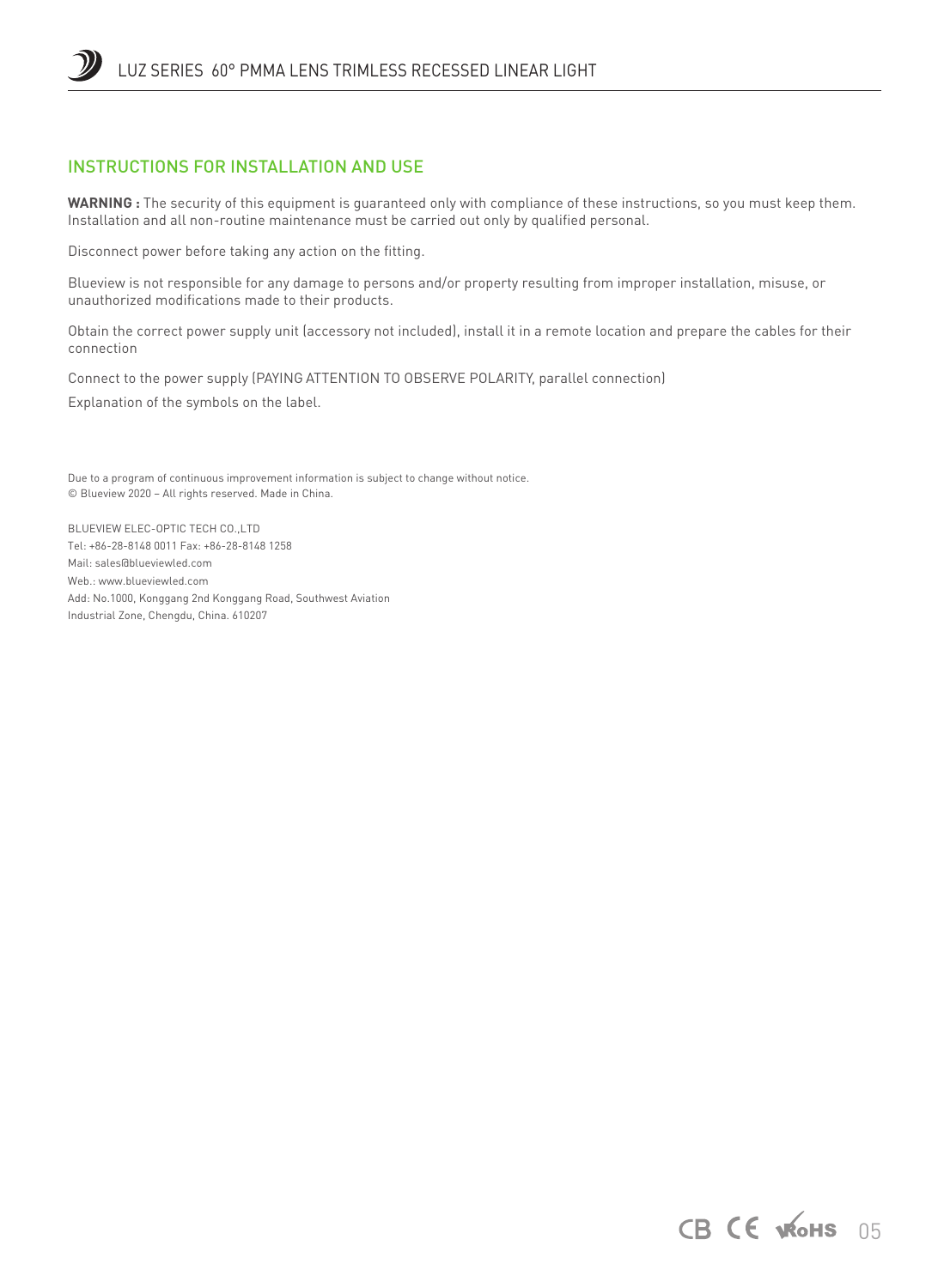## INSTRUCTIONS FOR INSTALLATION AND USE

**WARNING :** The security of this equipment is guaranteed only with compliance of these instructions, so you must keep them. Installation and all non-routine maintenance must be carried out only by qualified personal.

Disconnect power before taking any action on the fitting.

Blueview is not responsible for any damage to persons and/or property resulting from improper installation, misuse, or unauthorized modifications made to their products.

Obtain the correct power supply unit (accessory not included), install it in a remote location and prepare the cables for their connection

Connect to the power supply (PAYING ATTENTION TO OBSERVE POLARITY, parallel connection)

Explanation of the symbols on the label.

Due to a program of continuous improvement information is subject to change without notice.
© Blueview 2020 – All rights reserved. Made in China.

BLUEVIEW ELEC-OPTIC TECH CO.,LTD
Tel: +86-28-8148 0011 Fax: +86-28-8148 1258
Mail: sales@blueviewled.com
Web.: www.blueviewled.com
Add: No.1000, Konggang 2nd Konggang Road, Southwest Aviation
Industrial Zone, Chengdu, China. 610207